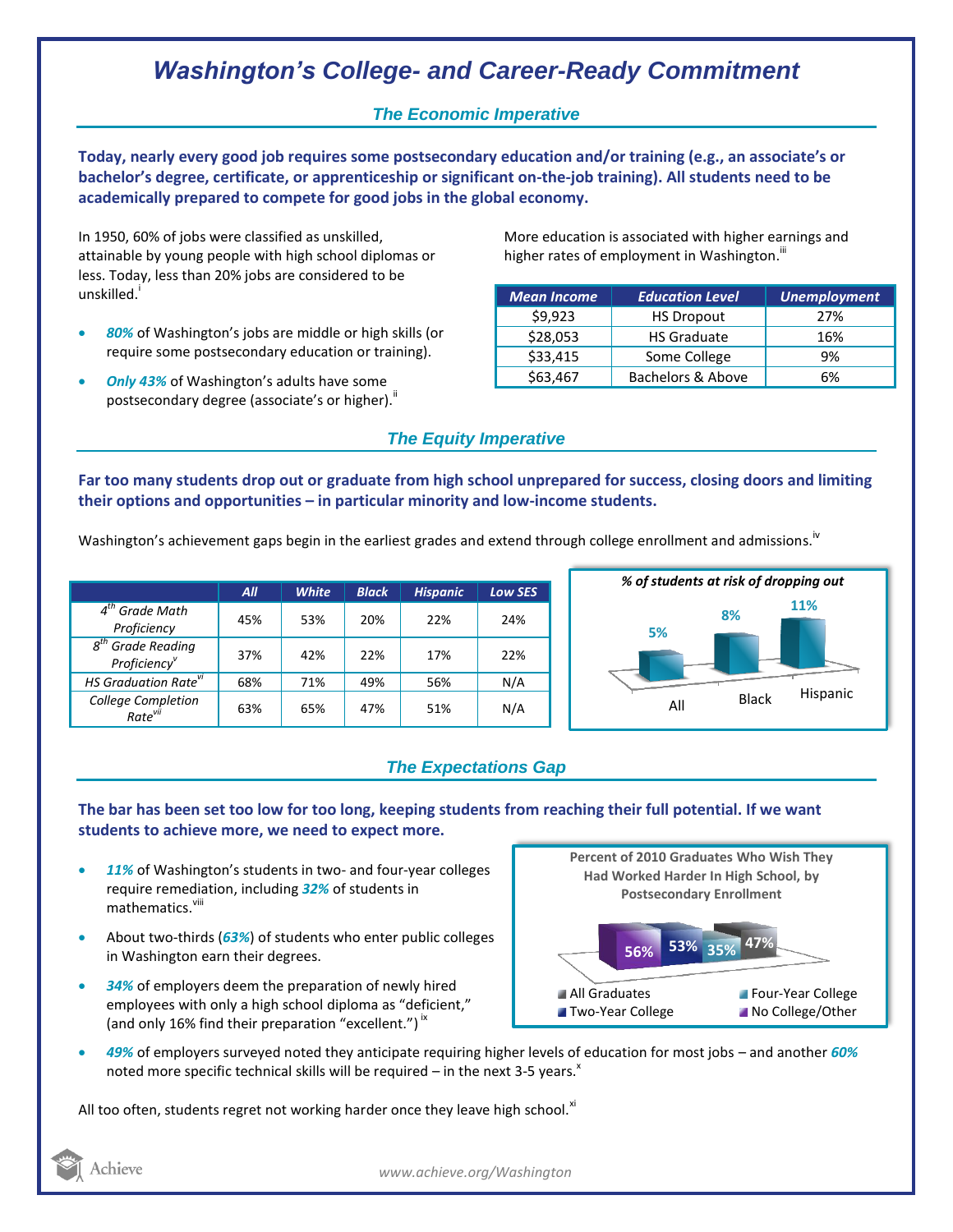# Washington's College- and Career-Ready Commitment

## The Economic Imperative

**Today, nearly every good job requires some postsecondary education and/or training (e.g., an associate's or bachelor's degree, certificate, or apprenticeship or significant on-the-job training). All students need to be academically prepared to compete for good jobs in the global economy.**

In 1950, 60% of jobs were classified as unskilled, attainable by young people with high school diplomas or less. Today, less than 20% jobs are considered to be unskilled.[i]

- ***80%*** of Washington's jobs are middle or high skills (or require some postsecondary education or training).
- ***Only 43%*** of Washington's adults have some postsecondary degree (associate's or higher).[ii]

More education is associated with higher earnings and higher rates of employment in Washington.[iii]

| Mean Income | Education Level | Unemployment |
|---|---|---|
| $9,923 | HS Dropout | 27% |
| $28,053 | HS Graduate | 16% |
| $33,415 | Some College | 9% |
| $63,467 | Bachelors & Above | 6% |

## The Equity Imperative

**Far too many students drop out or graduate from high school unprepared for success, closing doors and limiting their options and opportunities – in particular minority and low-income students.**

Washington's achievement gaps begin in the earliest grades and extend through college enrollment and admissions.[iv]

| | All | White | Black | Hispanic | Low SES |
|---|---|---|---|---|---|
| 4th Grade Math Proficiency | 45% | 53% | 20% | 22% | 24% |
| 8th Grade Reading Proficiency[v] | 37% | 42% | 22% | 17% | 22% |
| HS Graduation Rate[vi] | 68% | 71% | 49% | 56% | N/A |
| College Completion Rate[vii] | 63% | 65% | 47% | 51% | N/A |

*% of students at risk of dropping out*

| All | Black | Hispanic |
|---|---|---|
| 5% | 8% | 11% |

## The Expectations Gap

**The bar has been set too low for too long, keeping students from reaching their full potential. If we want students to achieve more, we need to expect more.**

- ***11%*** of Washington's students in two- and four-year colleges require remediation, including ***32%*** of students in mathematics.[viii]
- About two-thirds (***63%***) of students who enter public colleges in Washington earn their degrees.
- ***34%*** of employers deem the preparation of newly hired employees with only a high school diploma as "deficient," (and only 16% find their preparation "excellent.")[ix]

**Percent of 2010 Graduates Who Wish They Had Worked Harder In High School, by Postsecondary Enrollment**

| All Graduates | Two-Year College | Four-Year College | No College/Other |
|---|---|---|---|
| 56% | 53% | 35% | 47% |

- ***49%*** of employers surveyed noted they anticipate requiring higher levels of education for most jobs – and another ***60%*** noted more specific technical skills will be required – in the next 3-5 years.[x]

All too often, students regret not working harder once they leave high school.[xi]

Achieve

www.achieve.org/Washington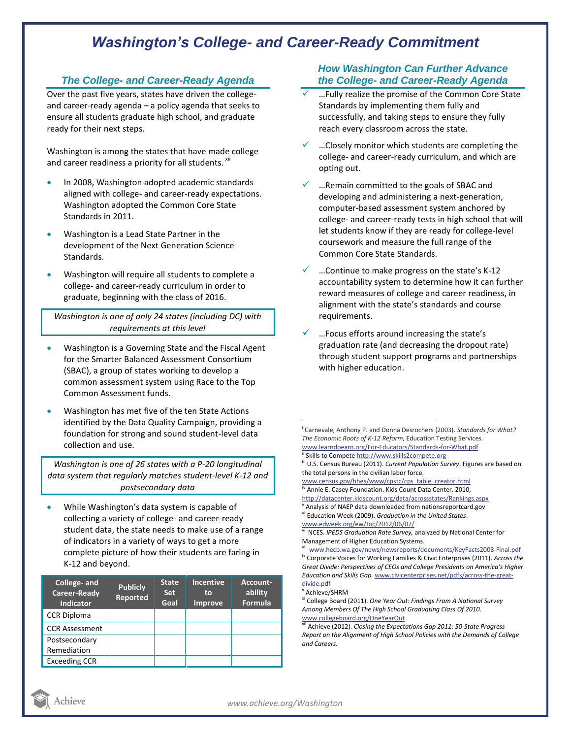# Washington's College- and Career-Ready Commitment

## The College- and Career-Ready Agenda

Over the past five years, states have driven the college- and career-ready agenda – a policy agenda that seeks to ensure all students graduate high school, and graduate ready for their next steps.

Washington is among the states that have made college and career readiness a priority for all students. [xii]

- In 2008, Washington adopted academic standards aligned with college- and career-ready expectations. Washington adopted the Common Core State Standards in 2011.
- Washington is a Lead State Partner in the development of the Next Generation Science Standards.
- Washington will require all students to complete a college- and career-ready curriculum in order to graduate, beginning with the class of 2016.

*Washington is one of only 24 states (including DC) with requirements at this level*

- Washington is a Governing State and the Fiscal Agent for the Smarter Balanced Assessment Consortium (SBAC), a group of states working to develop a common assessment system using Race to the Top Common Assessment funds.
- Washington has met five of the ten State Actions identified by the Data Quality Campaign, providing a foundation for strong and sound student-level data collection and use.

*Washington is one of 26 states with a P-20 longitudinal data system that regularly matches student-level K-12 and postsecondary data*

- While Washington's data system is capable of collecting a variety of college- and career-ready student data, the state needs to make use of a range of indicators in a variety of ways to get a more complete picture of how their students are faring in K-12 and beyond.

| College- and Career-Ready Indicator | Publicly Reported | State Set Goal | Incentive to Improve | Account-ability Formula |
|---|---|---|---|---|
| CCR Diploma | | | | |
| CCR Assessment | | | | |
| Postsecondary Remediation | | | | |
| Exceeding CCR | | | | |

## How Washington Can Further Advance the College- and Career-Ready Agenda

- ✓ …Fully realize the promise of the Common Core State Standards by implementing them fully and successfully, and taking steps to ensure they fully reach every classroom across the state.
- ✓ …Closely monitor which students are completing the college- and career-ready curriculum, and which are opting out.
- ✓ …Remain committed to the goals of SBAC and developing and administering a next-generation, computer-based assessment system anchored by college- and career-ready tests in high school that will let students know if they are ready for college-level coursework and measure the full range of the Common Core State Standards.
- ✓ …Continue to make progress on the state's K-12 accountability system to determine how it can further reward measures of college and career readiness, in alignment with the state's standards and course requirements.
- ✓ …Focus efforts around increasing the state's graduation rate (and decreasing the dropout rate) through student support programs and partnerships with higher education.

---

[i] Carnevale, Anthony P. and Donna Desrochers (2003). *Standards for What? The Economic Roots of K-12 Reform,* Education Testing Services. www.learndoearn.org/For-Educators/Standards-for-What.pdf

[ii] Skills to Compete http://www.skills2compete.org

[iii] U.S. Census Bureau (2011). *Current Population Survey*. Figures are based on the total persons in the civilian labor force. www.census.gov/hhes/www/cpstc/cps_table_creator.html

[iv] Annie E. Casey Foundation. Kids Count Data Center. 2010, http://datacenter.kidscount.org/data/acrossstates/Rankings.aspx

[v] Analysis of NAEP data downloaded from nationsreportcard.gov

[vi] Education Week (2009). *Graduation in the United States*. www.edweek.org/ew/toc/2012/06/07/

[vii] NCES. *IPEDS Graduation Rate Survey,* analyzed by National Center for Management of Higher Education Systems.

[viii] www.hecb.wa.gov/news/newsreports/documents/KeyFacts2008-Final.pdf

[ix] Corporate Voices for Working Families & Civic Enterprises (2011). *Across the Great Divide: Perspectives of CEOs and College Presidents on America's Higher Education and Skills Gap.* www.civicenterprises.net/pdfs/across-the-great-divide.pdf

[x] Achieve/SHRM

[xi] College Board (2011). *One Year Out: Findings From A National Survey Among Members Of The High School Graduating Class Of 2010.* www.collegeboard.org/OneYearOut

[xii] Achieve (2012). *Closing the Expectations Gap 2011: 50-State Progress Report on the Alignment of High School Policies with the Demands of College and Careers.*

Achieve

www.achieve.org/Washington